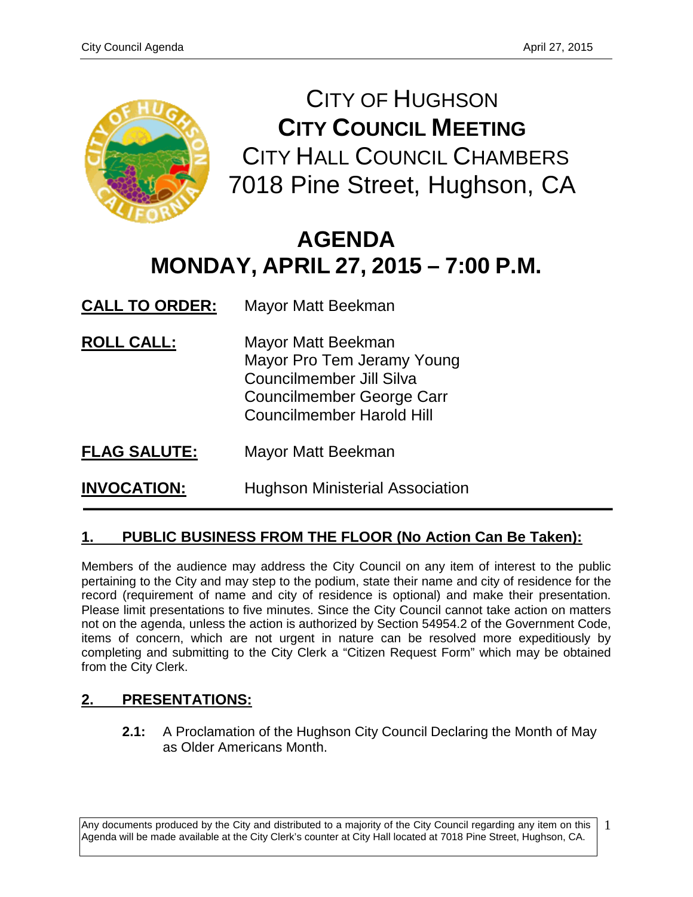# CITY OF HUGHSON
## CITY COUNCIL MEETING
### CITY HALL COUNCIL CHAMBERS
### 7018 Pine Street, Hughson, CA

# AGENDA
# MONDAY, APRIL 27, 2015 – 7:00 P.M.

**CALL TO ORDER:** Mayor Matt Beekman

**ROLL CALL:** Mayor Matt Beekman
Mayor Pro Tem Jeramy Young
Councilmember Jill Silva
Councilmember George Carr
Councilmember Harold Hill

**FLAG SALUTE:** Mayor Matt Beekman

**INVOCATION:** Hughson Ministerial Association

---

## 1. PUBLIC BUSINESS FROM THE FLOOR (No Action Can Be Taken):

Members of the audience may address the City Council on any item of interest to the public pertaining to the City and may step to the podium, state their name and city of residence for the record (requirement of name and city of residence is optional) and make their presentation. Please limit presentations to five minutes. Since the City Council cannot take action on matters not on the agenda, unless the action is authorized by Section 54954.2 of the Government Code, items of concern, which are not urgent in nature can be resolved more expeditiously by completing and submitting to the City Clerk a "Citizen Request Form" which may be obtained from the City Clerk.

## 2. PRESENTATIONS:

**2.1:** A Proclamation of the Hughson City Council Declaring the Month of May as Older Americans Month.

Any documents produced by the City and distributed to a majority of the City Council regarding any item on this Agenda will be made available at the City Clerk's counter at City Hall located at 7018 Pine Street, Hughson, CA.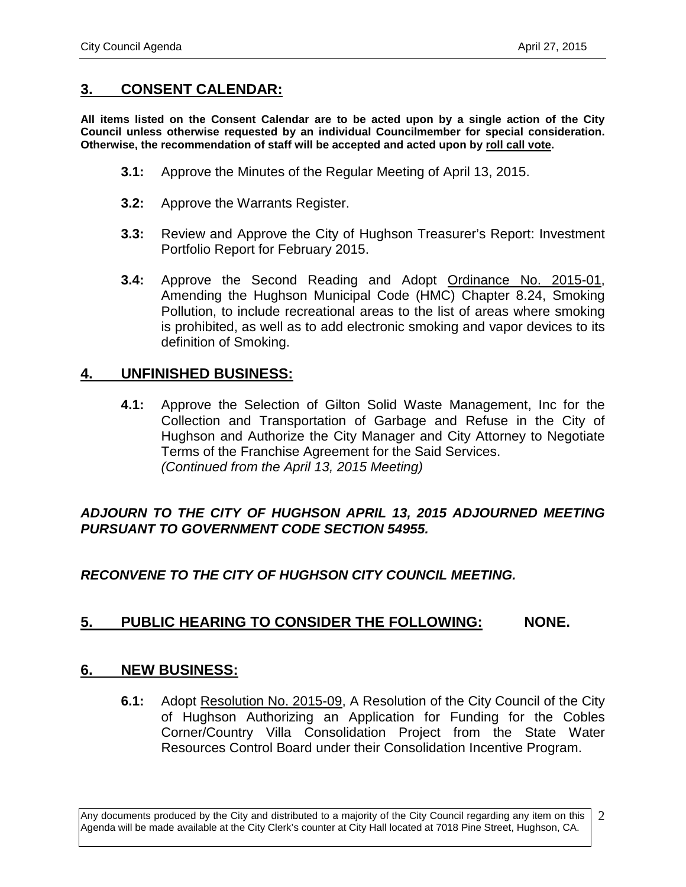## 3. CONSENT CALENDAR:

**All items listed on the Consent Calendar are to be acted upon by a single action of the City Council unless otherwise requested by an individual Councilmember for special consideration. Otherwise, the recommendation of staff will be accepted and acted upon by roll call vote.**

**3.1:** Approve the Minutes of the Regular Meeting of April 13, 2015.

**3.2:** Approve the Warrants Register.

**3.3:** Review and Approve the City of Hughson Treasurer's Report: Investment Portfolio Report for February 2015.

**3.4:** Approve the Second Reading and Adopt Ordinance No. 2015-01, Amending the Hughson Municipal Code (HMC) Chapter 8.24, Smoking Pollution, to include recreational areas to the list of areas where smoking is prohibited, as well as to add electronic smoking and vapor devices to its definition of Smoking.

## 4. UNFINISHED BUSINESS:

**4.1:** Approve the Selection of Gilton Solid Waste Management, Inc for the Collection and Transportation of Garbage and Refuse in the City of Hughson and Authorize the City Manager and City Attorney to Negotiate Terms of the Franchise Agreement for the Said Services.
*(Continued from the April 13, 2015 Meeting)*

***ADJOURN TO THE CITY OF HUGHSON APRIL 13, 2015 ADJOURNED MEETING PURSUANT TO GOVERNMENT CODE SECTION 54955.***

***RECONVENE TO THE CITY OF HUGHSON CITY COUNCIL MEETING.***

## 5. PUBLIC HEARING TO CONSIDER THE FOLLOWING: NONE.

## 6. NEW BUSINESS:

**6.1:** Adopt Resolution No. 2015-09, A Resolution of the City Council of the City of Hughson Authorizing an Application for Funding for the Cobles Corner/Country Villa Consolidation Project from the State Water Resources Control Board under their Consolidation Incentive Program.

Any documents produced by the City and distributed to a majority of the City Council regarding any item on this Agenda will be made available at the City Clerk's counter at City Hall located at 7018 Pine Street, Hughson, CA.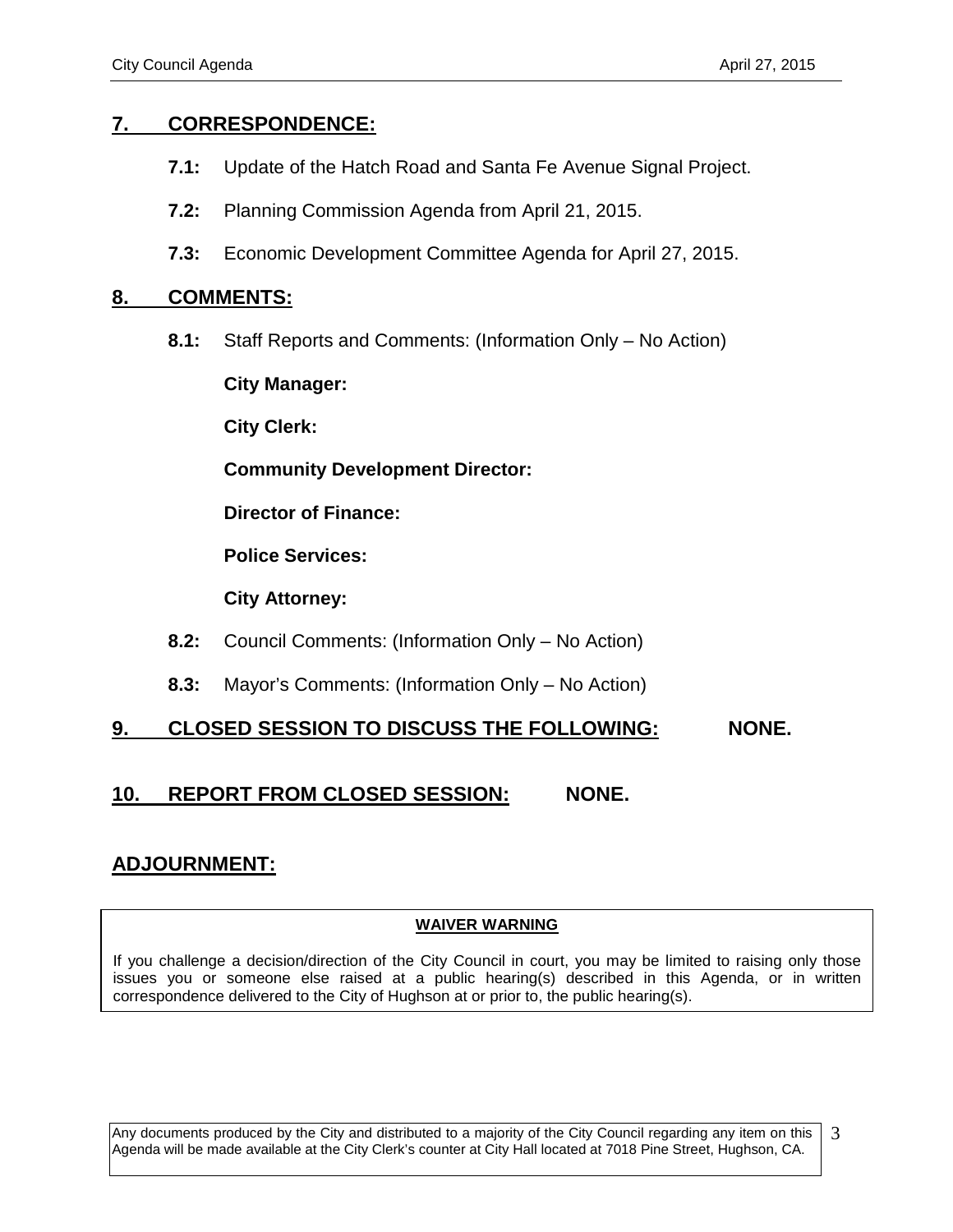## 7. CORRESPONDENCE:

**7.1:** Update of the Hatch Road and Santa Fe Avenue Signal Project.

**7.2:** Planning Commission Agenda from April 21, 2015.

**7.3:** Economic Development Committee Agenda for April 27, 2015.

## 8. COMMENTS:

**8.1:** Staff Reports and Comments: (Information Only – No Action)

**City Manager:**

**City Clerk:**

**Community Development Director:**

**Director of Finance:**

**Police Services:**

**City Attorney:**

**8.2:** Council Comments: (Information Only – No Action)

**8.3:** Mayor's Comments: (Information Only – No Action)

## 9. CLOSED SESSION TO DISCUSS THE FOLLOWING: NONE.

## 10. REPORT FROM CLOSED SESSION: NONE.

## ADJOURNMENT:

**WAIVER WARNING**

If you challenge a decision/direction of the City Council in court, you may be limited to raising only those issues you or someone else raised at a public hearing(s) described in this Agenda, or in written correspondence delivered to the City of Hughson at or prior to, the public hearing(s).

Any documents produced by the City and distributed to a majority of the City Council regarding any item on this Agenda will be made available at the City Clerk's counter at City Hall located at 7018 Pine Street, Hughson, CA.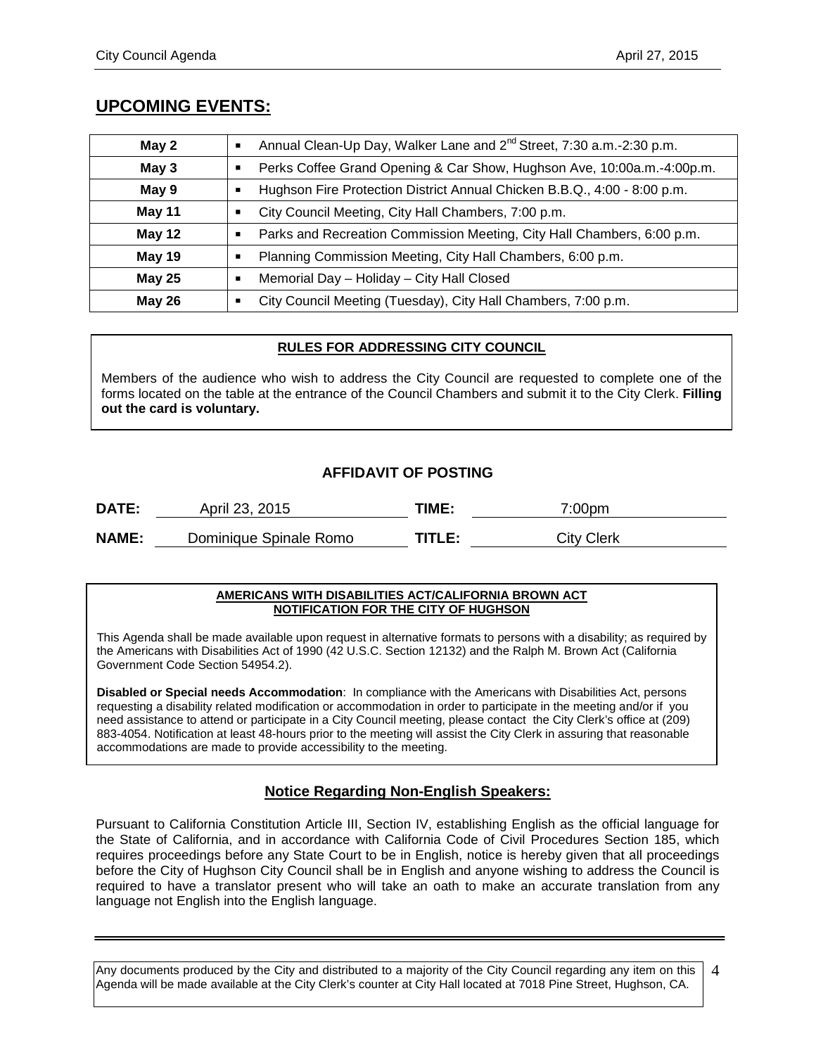## UPCOMING EVENTS:

| | |
|---|---|
| **May 2** | ▪ Annual Clean-Up Day, Walker Lane and 2nd Street, 7:30 a.m.-2:30 p.m. |
| **May 3** | ▪ Perks Coffee Grand Opening & Car Show, Hughson Ave, 10:00a.m.-4:00p.m. |
| **May 9** | ▪ Hughson Fire Protection District Annual Chicken B.B.Q., 4:00 - 8:00 p.m. |
| **May 11** | ▪ City Council Meeting, City Hall Chambers, 7:00 p.m. |
| **May 12** | ▪ Parks and Recreation Commission Meeting, City Hall Chambers, 6:00 p.m. |
| **May 19** | ▪ Planning Commission Meeting, City Hall Chambers, 6:00 p.m. |
| **May 25** | ▪ Memorial Day – Holiday – City Hall Closed |
| **May 26** | ▪ City Council Meeting (Tuesday), City Hall Chambers, 7:00 p.m. |

**RULES FOR ADDRESSING CITY COUNCIL**

Members of the audience who wish to address the City Council are requested to complete one of the forms located on the table at the entrance of the Council Chambers and submit it to the City Clerk. **Filling out the card is voluntary.**

### AFFIDAVIT OF POSTING

**DATE:** April 23, 2015 **TIME:** 7:00pm

**NAME:** Dominique Spinale Romo **TITLE:** City Clerk

**AMERICANS WITH DISABILITIES ACT/CALIFORNIA BROWN ACT NOTIFICATION FOR THE CITY OF HUGHSON**

This Agenda shall be made available upon request in alternative formats to persons with a disability; as required by the Americans with Disabilities Act of 1990 (42 U.S.C. Section 12132) and the Ralph M. Brown Act (California Government Code Section 54954.2).

**Disabled or Special needs Accommodation**: In compliance with the Americans with Disabilities Act, persons requesting a disability related modification or accommodation in order to participate in the meeting and/or if you need assistance to attend or participate in a City Council meeting, please contact the City Clerk's office at (209) 883-4054. Notification at least 48-hours prior to the meeting will assist the City Clerk in assuring that reasonable accommodations are made to provide accessibility to the meeting.

### Notice Regarding Non-English Speakers:

Pursuant to California Constitution Article III, Section IV, establishing English as the official language for the State of California, and in accordance with California Code of Civil Procedures Section 185, which requires proceedings before any State Court to be in English, notice is hereby given that all proceedings before the City of Hughson City Council shall be in English and anyone wishing to address the Council is required to have a translator present who will take an oath to make an accurate translation from any language not English into the English language.

Any documents produced by the City and distributed to a majority of the City Council regarding any item on this Agenda will be made available at the City Clerk's counter at City Hall located at 7018 Pine Street, Hughson, CA.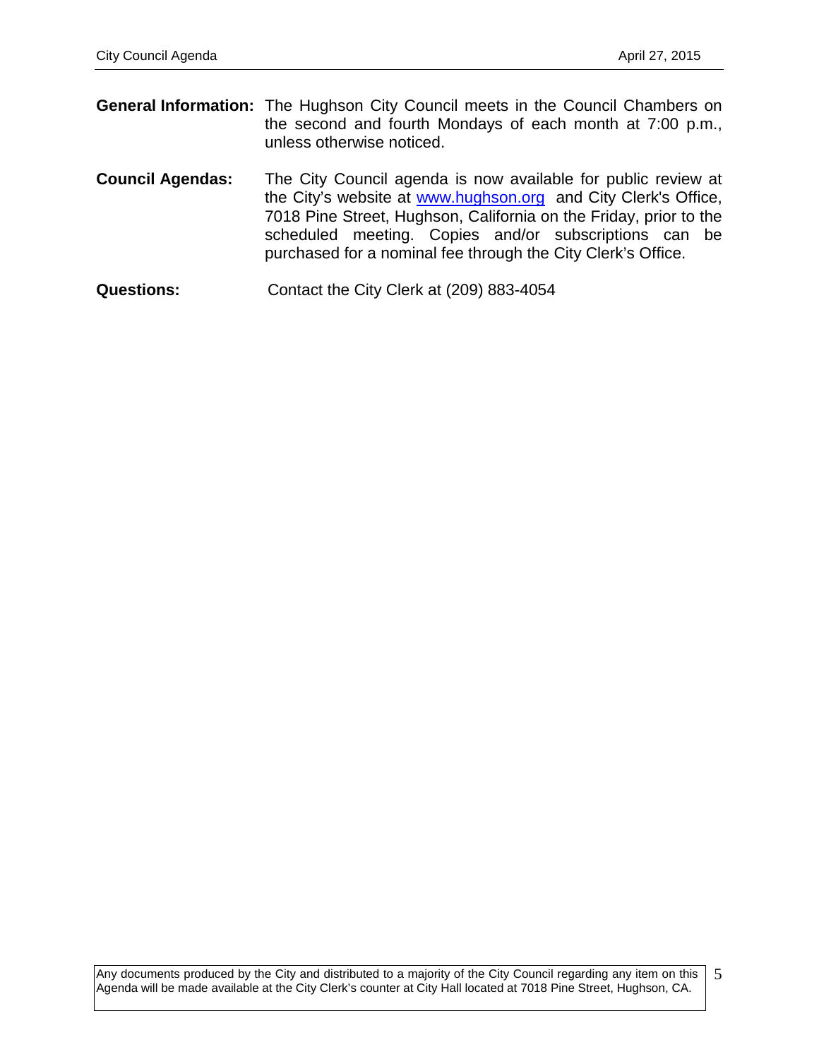**General Information:** The Hughson City Council meets in the Council Chambers on the second and fourth Mondays of each month at 7:00 p.m., unless otherwise noticed.

**Council Agendas:** The City Council agenda is now available for public review at the City's website at www.hughson.org and City Clerk's Office, 7018 Pine Street, Hughson, California on the Friday, prior to the scheduled meeting. Copies and/or subscriptions can be purchased for a nominal fee through the City Clerk's Office.

**Questions:** Contact the City Clerk at (209) 883-4054

Any documents produced by the City and distributed to a majority of the City Council regarding any item on this Agenda will be made available at the City Clerk's counter at City Hall located at 7018 Pine Street, Hughson, CA.